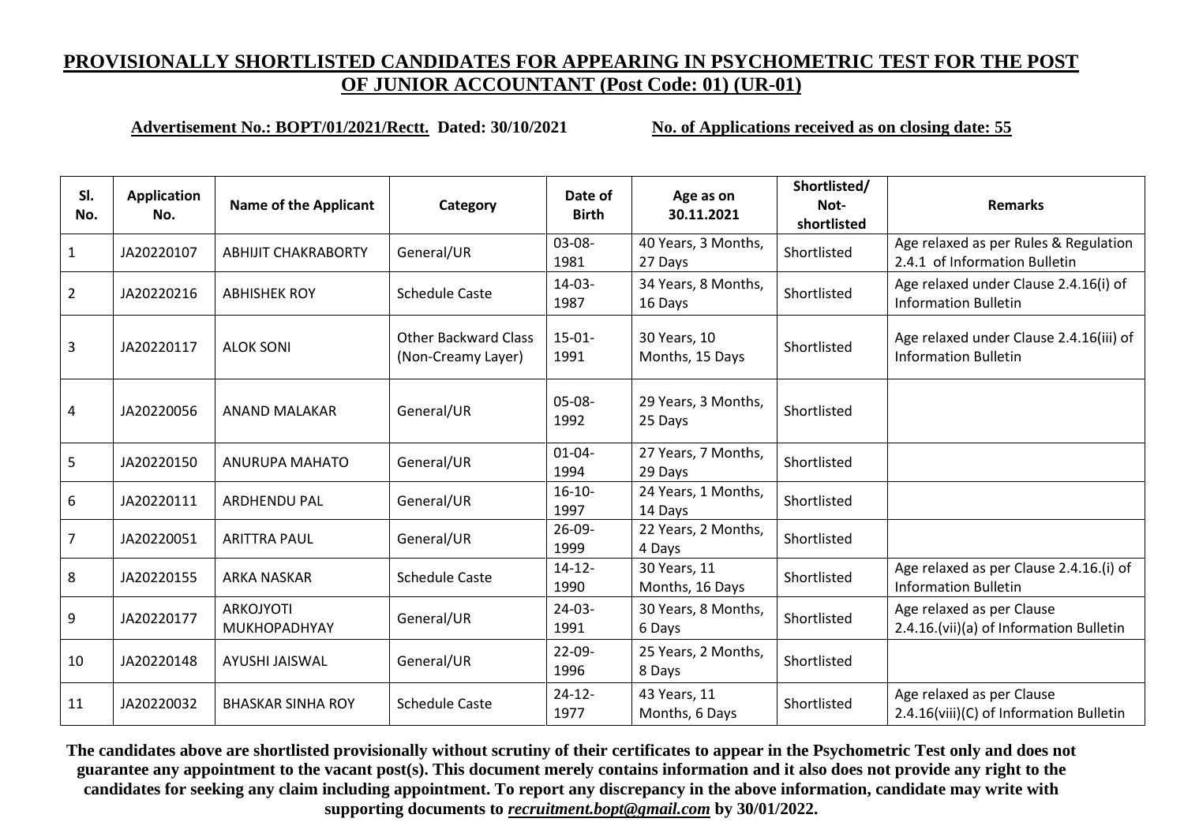## PROVISIONALLY SHORTLISTED CANDIDATES FOR APPEARING IN PSYCHOMETRIC TEST FOR THE POST OF JUNIOR ACCOUNTANT (Post Code: 01) (UR-01)

**Advertisement No.: BOPT/01/2021/Rectt. Dated: 30/10/2021** **No. of Applications received as on closing date: 55**

| Sl. No. | Application No. | Name of the Applicant | Category | Date of Birth | Age as on 30.11.2021 | Shortlisted/ Not-shortlisted | Remarks |
|---|---|---|---|---|---|---|---|
| 1 | JA20220107 | ABHIJIT CHAKRABORTY | General/UR | 03-08-1981 | 40 Years, 3 Months, 27 Days | Shortlisted | Age relaxed as per Rules & Regulation 2.4.1 of Information Bulletin |
| 2 | JA20220216 | ABHISHEK ROY | Schedule Caste | 14-03-1987 | 34 Years, 8 Months, 16 Days | Shortlisted | Age relaxed under Clause 2.4.16(i) of Information Bulletin |
| 3 | JA20220117 | ALOK SONI | Other Backward Class (Non-Creamy Layer) | 15-01-1991 | 30 Years, 10 Months, 15 Days | Shortlisted | Age relaxed under Clause 2.4.16(iii) of Information Bulletin |
| 4 | JA20220056 | ANAND MALAKAR | General/UR | 05-08-1992 | 29 Years, 3 Months, 25 Days | Shortlisted | |
| 5 | JA20220150 | ANURUPA MAHATO | General/UR | 01-04-1994 | 27 Years, 7 Months, 29 Days | Shortlisted | |
| 6 | JA20220111 | ARDHENDU PAL | General/UR | 16-10-1997 | 24 Years, 1 Months, 14 Days | Shortlisted | |
| 7 | JA20220051 | ARITTRA PAUL | General/UR | 26-09-1999 | 22 Years, 2 Months, 4 Days | Shortlisted | |
| 8 | JA20220155 | ARKA NASKAR | Schedule Caste | 14-12-1990 | 30 Years, 11 Months, 16 Days | Shortlisted | Age relaxed as per Clause 2.4.16.(i) of Information Bulletin |
| 9 | JA20220177 | ARKOJYOTI MUKHOPADHYAY | General/UR | 24-03-1991 | 30 Years, 8 Months, 6 Days | Shortlisted | Age relaxed as per Clause 2.4.16.(vii)(a) of Information Bulletin |
| 10 | JA20220148 | AYUSHI JAISWAL | General/UR | 22-09-1996 | 25 Years, 2 Months, 8 Days | Shortlisted | |
| 11 | JA20220032 | BHASKAR SINHA ROY | Schedule Caste | 24-12-1977 | 43 Years, 11 Months, 6 Days | Shortlisted | Age relaxed as per Clause 2.4.16(viii)(C) of Information Bulletin |

**The candidates above are shortlisted provisionally without scrutiny of their certificates to appear in the Psychometric Test only and does not guarantee any appointment to the vacant post(s). This document merely contains information and it also does not provide any right to the candidates for seeking any claim including appointment. To report any discrepancy in the above information, candidate may write with supporting documents to *recruitment.bopt@gmail.com* by 30/01/2022.**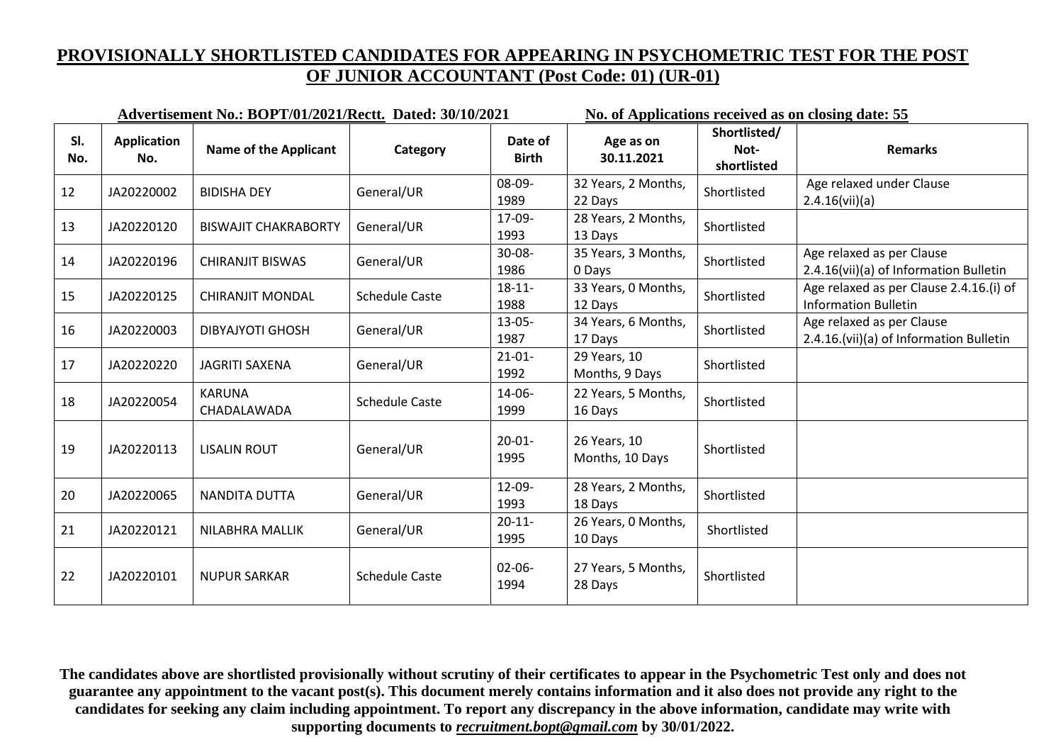## PROVISIONALLY SHORTLISTED CANDIDATES FOR APPEARING IN PSYCHOMETRIC TEST FOR THE POST OF JUNIOR ACCOUNTANT (Post Code: 01) (UR-01)

**Advertisement No.: BOPT/01/2021/Rectt. Dated: 30/10/2021** **No. of Applications received as on closing date: 55**

| Sl. No. | Application No. | Name of the Applicant | Category | Date of Birth | Age as on 30.11.2021 | Shortlisted/ Not-shortlisted | Remarks |
|---|---|---|---|---|---|---|---|
| 12 | JA20220002 | BIDISHA DEY | General/UR | 08-09-1989 | 32 Years, 2 Months, 22 Days | Shortlisted | Age relaxed under Clause 2.4.16(vii)(a) |
| 13 | JA20220120 | BISWAJIT CHAKRABORTY | General/UR | 17-09-1993 | 28 Years, 2 Months, 13 Days | Shortlisted | |
| 14 | JA20220196 | CHIRANJIT BISWAS | General/UR | 30-08-1986 | 35 Years, 3 Months, 0 Days | Shortlisted | Age relaxed as per Clause 2.4.16(vii)(a) of Information Bulletin |
| 15 | JA20220125 | CHIRANJIT MONDAL | Schedule Caste | 18-11-1988 | 33 Years, 0 Months, 12 Days | Shortlisted | Age relaxed as per Clause 2.4.16.(i) of Information Bulletin |
| 16 | JA20220003 | DIBYAJYOTI GHOSH | General/UR | 13-05-1987 | 34 Years, 6 Months, 17 Days | Shortlisted | Age relaxed as per Clause 2.4.16.(vii)(a) of Information Bulletin |
| 17 | JA20220220 | JAGRITI SAXENA | General/UR | 21-01-1992 | 29 Years, 10 Months, 9 Days | Shortlisted | |
| 18 | JA20220054 | KARUNA CHADALAWADA | Schedule Caste | 14-06-1999 | 22 Years, 5 Months, 16 Days | Shortlisted | |
| 19 | JA20220113 | LISALIN ROUT | General/UR | 20-01-1995 | 26 Years, 10 Months, 10 Days | Shortlisted | |
| 20 | JA20220065 | NANDITA DUTTA | General/UR | 12-09-1993 | 28 Years, 2 Months, 18 Days | Shortlisted | |
| 21 | JA20220121 | NILABHRA MALLIK | General/UR | 20-11-1995 | 26 Years, 0 Months, 10 Days | Shortlisted | |
| 22 | JA20220101 | NUPUR SARKAR | Schedule Caste | 02-06-1994 | 27 Years, 5 Months, 28 Days | Shortlisted | |

**The candidates above are shortlisted provisionally without scrutiny of their certificates to appear in the Psychometric Test only and does not guarantee any appointment to the vacant post(s). This document merely contains information and it also does not provide any right to the candidates for seeking any claim including appointment. To report any discrepancy in the above information, candidate may write with supporting documents to *recruitment.bopt@gmail.com* by 30/01/2022.**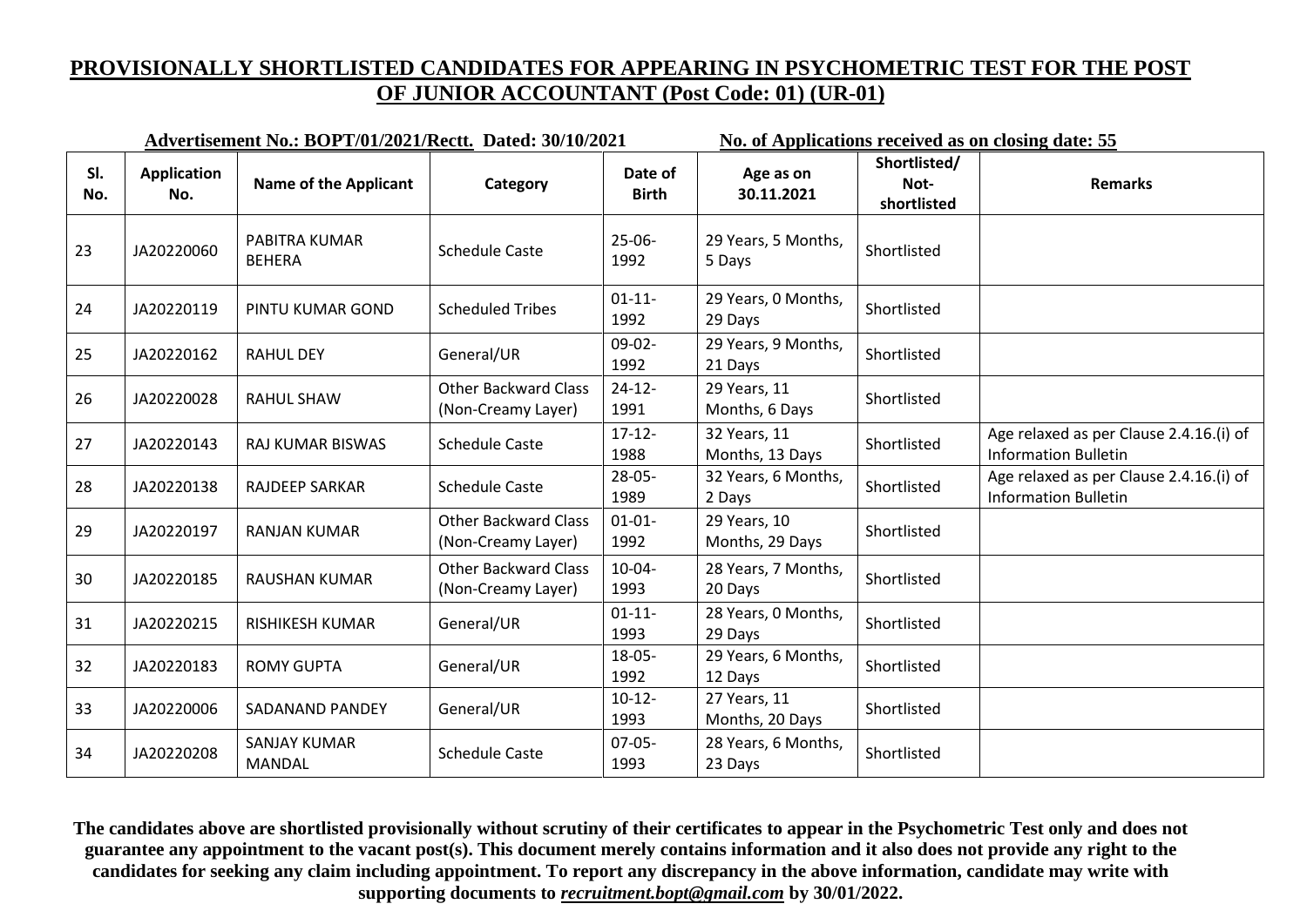**PROVISIONALLY SHORTLISTED CANDIDATES FOR APPEARING IN PSYCHOMETRIC TEST FOR THE POST OF JUNIOR ACCOUNTANT (Post Code: 01) (UR-01)**

**Advertisement No.: BOPT/01/2021/Rectt. Dated: 30/10/2021** **No. of Applications received as on closing date: 55**

| Sl. No. | Application No. | Name of the Applicant | Category | Date of Birth | Age as on 30.11.2021 | Shortlisted/ Not-shortlisted | Remarks |
|---|---|---|---|---|---|---|---|
| 23 | JA20220060 | PABITRA KUMAR BEHERA | Schedule Caste | 25-06-1992 | 29 Years, 5 Months, 5 Days | Shortlisted | |
| 24 | JA20220119 | PINTU KUMAR GOND | Scheduled Tribes | 01-11-1992 | 29 Years, 0 Months, 29 Days | Shortlisted | |
| 25 | JA20220162 | RAHUL DEY | General/UR | 09-02-1992 | 29 Years, 9 Months, 21 Days | Shortlisted | |
| 26 | JA20220028 | RAHUL SHAW | Other Backward Class (Non-Creamy Layer) | 24-12-1991 | 29 Years, 11 Months, 6 Days | Shortlisted | |
| 27 | JA20220143 | RAJ KUMAR BISWAS | Schedule Caste | 17-12-1988 | 32 Years, 11 Months, 13 Days | Shortlisted | Age relaxed as per Clause 2.4.16.(i) of Information Bulletin |
| 28 | JA20220138 | RAJDEEP SARKAR | Schedule Caste | 28-05-1989 | 32 Years, 6 Months, 2 Days | Shortlisted | Age relaxed as per Clause 2.4.16.(i) of Information Bulletin |
| 29 | JA20220197 | RANJAN KUMAR | Other Backward Class (Non-Creamy Layer) | 01-01-1992 | 29 Years, 10 Months, 29 Days | Shortlisted | |
| 30 | JA20220185 | RAUSHAN KUMAR | Other Backward Class (Non-Creamy Layer) | 10-04-1993 | 28 Years, 7 Months, 20 Days | Shortlisted | |
| 31 | JA20220215 | RISHIKESH KUMAR | General/UR | 01-11-1993 | 28 Years, 0 Months, 29 Days | Shortlisted | |
| 32 | JA20220183 | ROMY GUPTA | General/UR | 18-05-1992 | 29 Years, 6 Months, 12 Days | Shortlisted | |
| 33 | JA20220006 | SADANAND PANDEY | General/UR | 10-12-1993 | 27 Years, 11 Months, 20 Days | Shortlisted | |
| 34 | JA20220208 | SANJAY KUMAR MANDAL | Schedule Caste | 07-05-1993 | 28 Years, 6 Months, 23 Days | Shortlisted | |

**The candidates above are shortlisted provisionally without scrutiny of their certificates to appear in the Psychometric Test only and does not guarantee any appointment to the vacant post(s). This document merely contains information and it also does not provide any right to the candidates for seeking any claim including appointment. To report any discrepancy in the above information, candidate may write with supporting documents to *recruitment.bopt@gmail.com* by 30/01/2022.**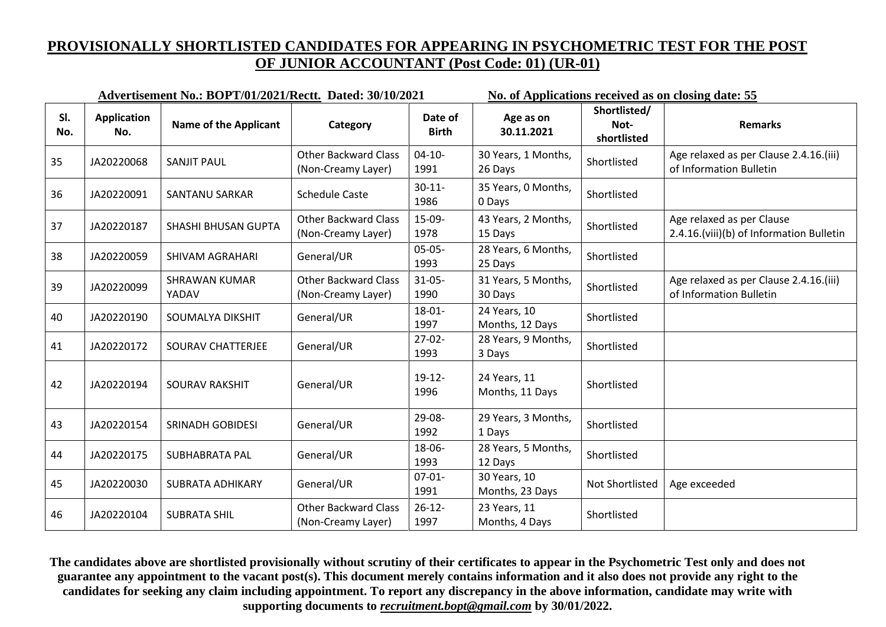## PROVISIONALLY SHORTLISTED CANDIDATES FOR APPEARING IN PSYCHOMETRIC TEST FOR THE POST OF JUNIOR ACCOUNTANT (Post Code: 01) (UR-01)

**Advertisement No.: BOPT/01/2021/Rectt. Dated: 30/10/2021** **No. of Applications received as on closing date: 55**

| Sl. No. | Application No. | Name of the Applicant | Category | Date of Birth | Age as on 30.11.2021 | Shortlisted/ Not-shortlisted | Remarks |
|---|---|---|---|---|---|---|---|
| 35 | JA20220068 | SANJIT PAUL | Other Backward Class (Non-Creamy Layer) | 04-10-1991 | 30 Years, 1 Months, 26 Days | Shortlisted | Age relaxed as per Clause 2.4.16.(iii) of Information Bulletin |
| 36 | JA20220091 | SANTANU SARKAR | Schedule Caste | 30-11-1986 | 35 Years, 0 Months, 0 Days | Shortlisted | |
| 37 | JA20220187 | SHASHI BHUSAN GUPTA | Other Backward Class (Non-Creamy Layer) | 15-09-1978 | 43 Years, 2 Months, 15 Days | Shortlisted | Age relaxed as per Clause 2.4.16.(viii)(b) of Information Bulletin |
| 38 | JA20220059 | SHIVAM AGRAHARI | General/UR | 05-05-1993 | 28 Years, 6 Months, 25 Days | Shortlisted | |
| 39 | JA20220099 | SHRAWAN KUMAR YADAV | Other Backward Class (Non-Creamy Layer) | 31-05-1990 | 31 Years, 5 Months, 30 Days | Shortlisted | Age relaxed as per Clause 2.4.16.(iii) of Information Bulletin |
| 40 | JA20220190 | SOUMALYA DIKSHIT | General/UR | 18-01-1997 | 24 Years, 10 Months, 12 Days | Shortlisted | |
| 41 | JA20220172 | SOURAV CHATTERJEE | General/UR | 27-02-1993 | 28 Years, 9 Months, 3 Days | Shortlisted | |
| 42 | JA20220194 | SOURAV RAKSHIT | General/UR | 19-12-1996 | 24 Years, 11 Months, 11 Days | Shortlisted | |
| 43 | JA20220154 | SRINADH GOBIDESI | General/UR | 29-08-1992 | 29 Years, 3 Months, 1 Days | Shortlisted | |
| 44 | JA20220175 | SUBHABRATA PAL | General/UR | 18-06-1993 | 28 Years, 5 Months, 12 Days | Shortlisted | |
| 45 | JA20220030 | SUBRATA ADHIKARY | General/UR | 07-01-1991 | 30 Years, 10 Months, 23 Days | Not Shortlisted | Age exceeded |
| 46 | JA20220104 | SUBRATA SHIL | Other Backward Class (Non-Creamy Layer) | 26-12-1997 | 23 Years, 11 Months, 4 Days | Shortlisted | |

**The candidates above are shortlisted provisionally without scrutiny of their certificates to appear in the Psychometric Test only and does not guarantee any appointment to the vacant post(s). This document merely contains information and it also does not provide any right to the candidates for seeking any claim including appointment. To report any discrepancy in the above information, candidate may write with supporting documents to *recruitment.bopt@gmail.com* by 30/01/2022.**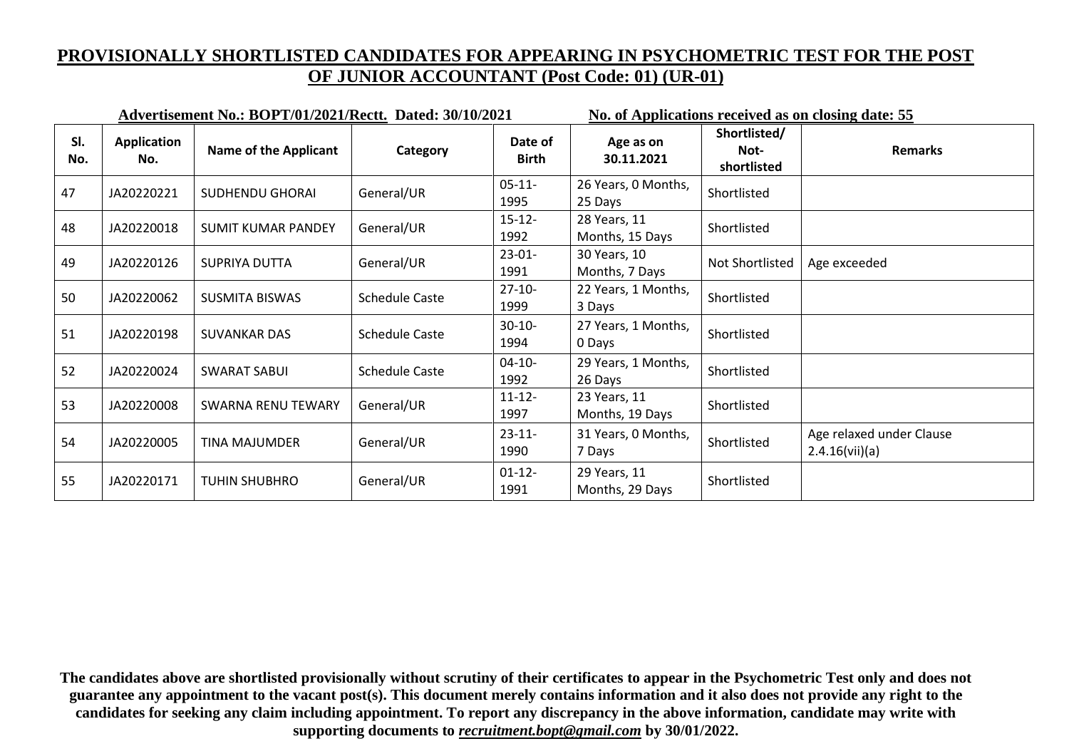## PROVISIONALLY SHORTLISTED CANDIDATES FOR APPEARING IN PSYCHOMETRIC TEST FOR THE POST OF JUNIOR ACCOUNTANT (Post Code: 01) (UR-01)

**Advertisement No.: BOPT/01/2021/Rectt. Dated: 30/10/2021** **No. of Applications received as on closing date: 55**

| Sl. No. | Application No. | Name of the Applicant | Category | Date of Birth | Age as on 30.11.2021 | Shortlisted/ Not-shortlisted | Remarks |
|---|---|---|---|---|---|---|---|
| 47 | JA20220221 | SUDHENDU GHORAI | General/UR | 05-11-1995 | 26 Years, 0 Months, 25 Days | Shortlisted | |
| 48 | JA20220018 | SUMIT KUMAR PANDEY | General/UR | 15-12-1992 | 28 Years, 11 Months, 15 Days | Shortlisted | |
| 49 | JA20220126 | SUPRIYA DUTTA | General/UR | 23-01-1991 | 30 Years, 10 Months, 7 Days | Not Shortlisted | Age exceeded |
| 50 | JA20220062 | SUSMITA BISWAS | Schedule Caste | 27-10-1999 | 22 Years, 1 Months, 3 Days | Shortlisted | |
| 51 | JA20220198 | SUVANKAR DAS | Schedule Caste | 30-10-1994 | 27 Years, 1 Months, 0 Days | Shortlisted | |
| 52 | JA20220024 | SWARAT SABUI | Schedule Caste | 04-10-1992 | 29 Years, 1 Months, 26 Days | Shortlisted | |
| 53 | JA20220008 | SWARNA RENU TEWARY | General/UR | 11-12-1997 | 23 Years, 11 Months, 19 Days | Shortlisted | |
| 54 | JA20220005 | TINA MAJUMDER | General/UR | 23-11-1990 | 31 Years, 0 Months, 7 Days | Shortlisted | Age relaxed under Clause 2.4.16(vii)(a) |
| 55 | JA20220171 | TUHIN SHUBHRO | General/UR | 01-12-1991 | 29 Years, 11 Months, 29 Days | Shortlisted | |

**The candidates above are shortlisted provisionally without scrutiny of their certificates to appear in the Psychometric Test only and does not guarantee any appointment to the vacant post(s). This document merely contains information and it also does not provide any right to the candidates for seeking any claim including appointment. To report any discrepancy in the above information, candidate may write with supporting documents to *recruitment.bopt@gmail.com* by 30/01/2022.**